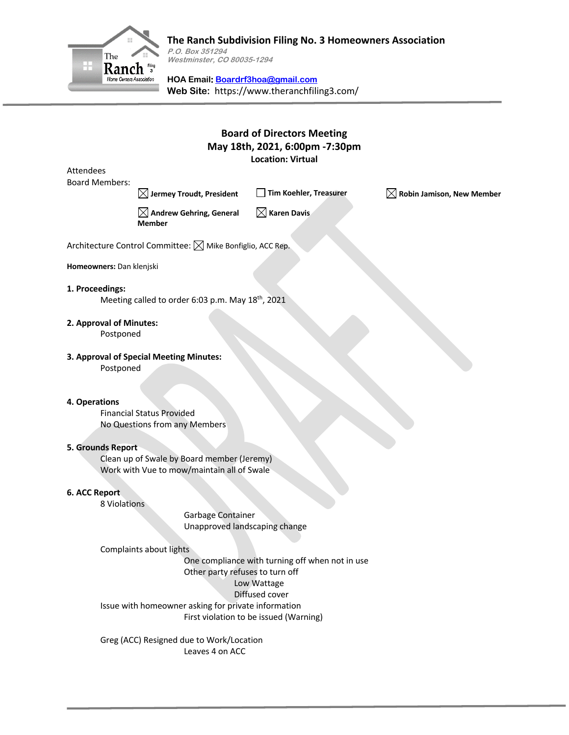**The Ranch Subdivision Filing No. 3 Homeowners Association**
*P.O. Box 351294*
*Westminster, CO 80035-1294*

**HOA Email:** Boardrf3hoa@gmail.com
**Web Site:** https://www.theranchfiling3.com/

## Board of Directors Meeting
## May 18th, 2021, 6:00pm -7:30pm
**Location: Virtual**

Attendees

Board Members:

- ☒ **Jermey Troudt, President**
- ☐ **Tim Koehler, Treasurer**
- ☒ **Robin Jamison, New Member**
- ☒ **Andrew Gehring, General Member**
- ☒ **Karen Davis**

Architecture Control Committee: ☒ Mike Bonfiglio, ACC Rep.

**Homeowners:** Dan klenjski

**1. Proceedings:**

Meeting called to order 6:03 p.m. May 18th, 2021

**2. Approval of Minutes:**

Postponed

**3. Approval of Special Meeting Minutes:**

Postponed

**4. Operations**

Financial Status Provided
No Questions from any Members

**5. Grounds Report**

Clean up of Swale by Board member (Jeremy)
Work with Vue to mow/maintain all of Swale

**6. ACC Report**

8 Violations
- Garbage Container
- Unapproved landscaping change

Complaints about lights
- One compliance with turning off when not in use
- Other party refuses to turn off
  - Low Wattage
  - Diffused cover

Issue with homeowner asking for private information
- First violation to be issued (Warning)

Greg (ACC) Resigned due to Work/Location
- Leaves 4 on ACC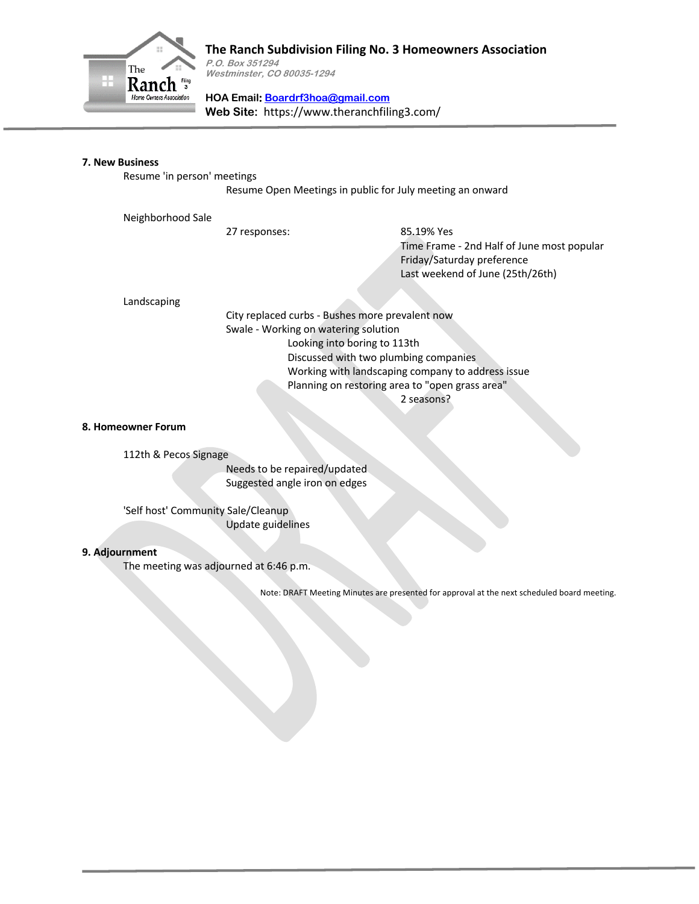## 7. New Business

Resume 'in person' meetings

Resume Open Meetings in public for July meeting an onward

Neighborhood Sale

27 responses: 85.19% Yes

Time Frame - 2nd Half of June most popular

Friday/Saturday preference

Last weekend of June (25th/26th)

Landscaping

City replaced curbs - Bushes more prevalent now

Swale - Working on watering solution

- Looking into boring to 113th
- Discussed with two plumbing companies
- Working with landscaping company to address issue
- Planning on restoring area to "open grass area"
  - 2 seasons?

## 8. Homeowner Forum

112th & Pecos Signage

Needs to be repaired/updated

Suggested angle iron on edges

'Self host' Community Sale/Cleanup

Update guidelines

## 9. Adjournment

The meeting was adjourned at 6:46 p.m.

Note: DRAFT Meeting Minutes are presented for approval at the next scheduled board meeting.